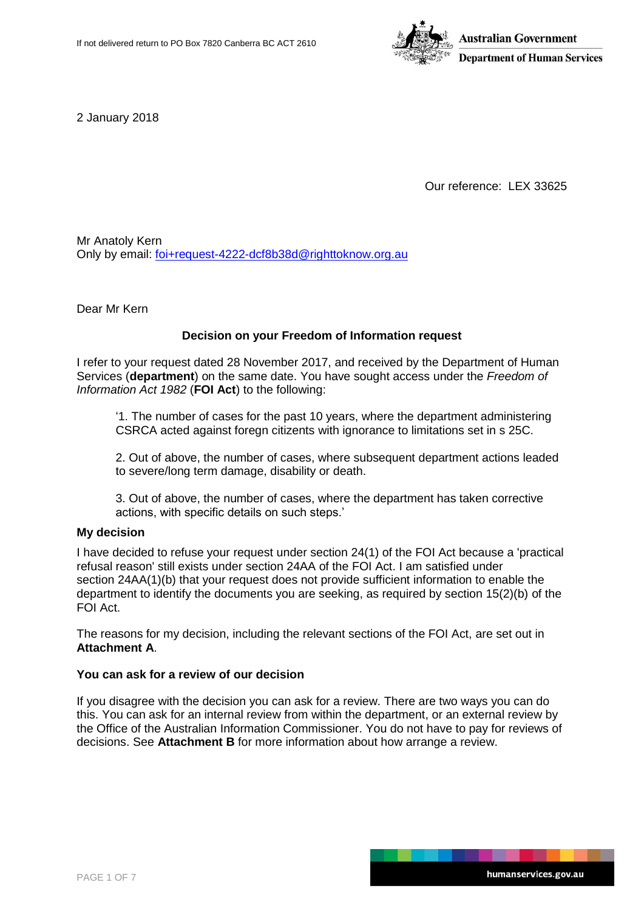If not delivered return to PO Box 7820 Canberra BC ACT 2610

**Australian Government**
**Department of Human Services**

2 January 2018

Our reference: LEX 33625

Mr Anatoly Kern
Only by email: foi+request-4222-dcf8b38d@righttoknow.org.au

Dear Mr Kern

**Decision on your Freedom of Information request**

I refer to your request dated 28 November 2017, and received by the Department of Human Services (**department**) on the same date. You have sought access under the *Freedom of Information Act 1982* (**FOI Act**) to the following:

> '1. The number of cases for the past 10 years, where the department administering CSRCA acted against foregn citizents with ignorance to limitations set in s 25C.
>
> 2. Out of above, the number of cases, where subsequent department actions leaded to severe/long term damage, disability or death.
>
> 3. Out of above, the number of cases, where the department has taken corrective actions, with specific details on such steps.'

**My decision**

I have decided to refuse your request under section 24(1) of the FOI Act because a 'practical refusal reason' still exists under section 24AA of the FOI Act. I am satisfied under section 24AA(1)(b) that your request does not provide sufficient information to enable the department to identify the documents you are seeking, as required by section 15(2)(b) of the FOI Act.

The reasons for my decision, including the relevant sections of the FOI Act, are set out in **Attachment A**.

**You can ask for a review of our decision**

If you disagree with the decision you can ask for a review. There are two ways you can do this. You can ask for an internal review from within the department, or an external review by the Office of the Australian Information Commissioner. You do not have to pay for reviews of decisions. See **Attachment B** for more information about how arrange a review.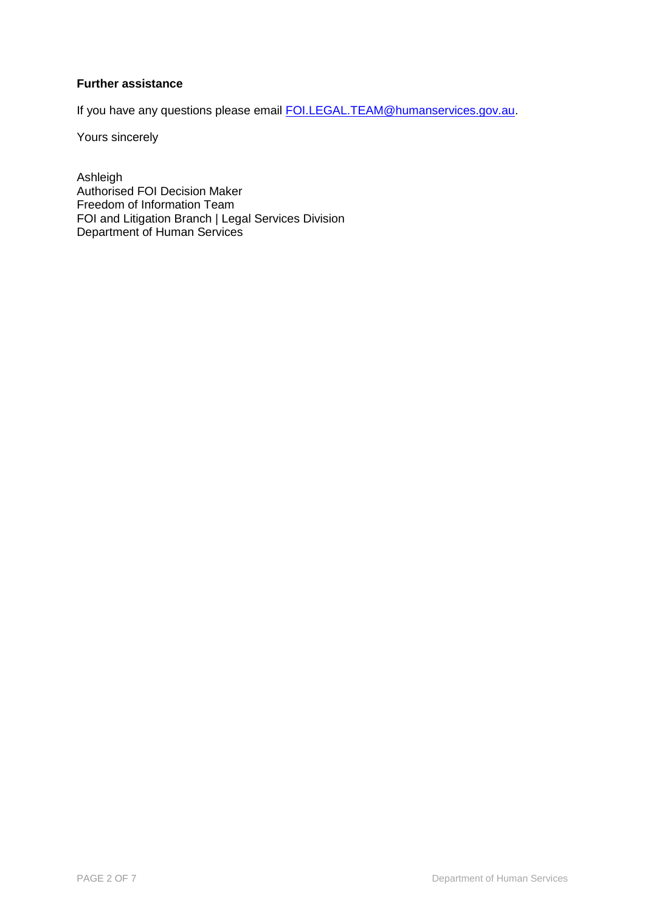**Further assistance**

If you have any questions please email FOI.LEGAL.TEAM@humanservices.gov.au.

Yours sincerely

Ashleigh  
Authorised FOI Decision Maker  
Freedom of Information Team  
FOI and Litigation Branch | Legal Services Division  
Department of Human Services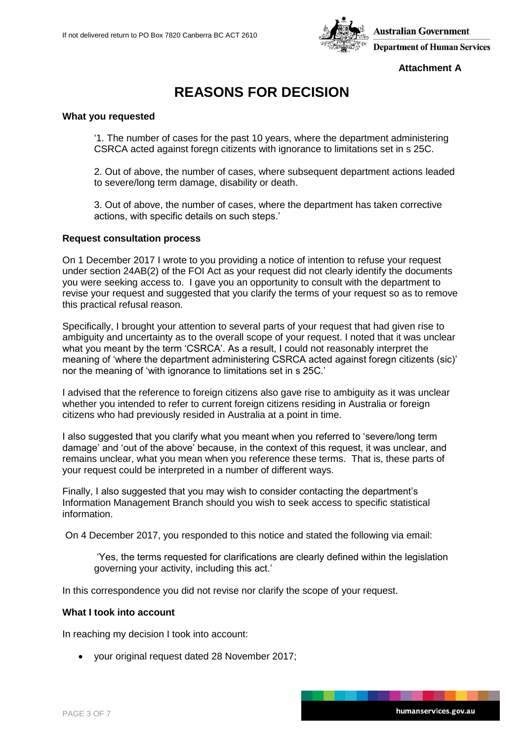**Attachment A**

# REASONS FOR DECISION

### What you requested

> '1. The number of cases for the past 10 years, where the department administering CSRCA acted against foregn citizents with ignorance to limitations set in s 25C.
>
> 2. Out of above, the number of cases, where subsequent department actions leaded to severe/long term damage, disability or death.
>
> 3. Out of above, the number of cases, where the department has taken corrective actions, with specific details on such steps.'

### Request consultation process

On 1 December 2017 I wrote to you providing a notice of intention to refuse your request under section 24AB(2) of the FOI Act as your request did not clearly identify the documents you were seeking access to. I gave you an opportunity to consult with the department to revise your request and suggested that you clarify the terms of your request so as to remove this practical refusal reason.

Specifically, I brought your attention to several parts of your request that had given rise to ambiguity and uncertainty as to the overall scope of your request. I noted that it was unclear what you meant by the term 'CSRCA'. As a result, I could not reasonably interpret the meaning of 'where the department administering CSRCA acted against foregn citizents (sic)' nor the meaning of 'with ignorance to limitations set in s 25C.'

I advised that the reference to foreign citizens also gave rise to ambiguity as it was unclear whether you intended to refer to current foreign citizens residing in Australia or foreign citizens who had previously resided in Australia at a point in time.

I also suggested that you clarify what you meant when you referred to 'severe/long term damage' and 'out of the above' because, in the context of this request, it was unclear, and remains unclear, what you mean when you reference these terms. That is, these parts of your request could be interpreted in a number of different ways.

Finally, I also suggested that you may wish to consider contacting the department's Information Management Branch should you wish to seek access to specific statistical information.

On 4 December 2017, you responded to this notice and stated the following via email:

> 'Yes, the terms requested for clarifications are clearly defined within the legislation governing your activity, including this act.'

In this correspondence you did not revise nor clarify the scope of your request.

### What I took into account

In reaching my decision I took into account:

- your original request dated 28 November 2017;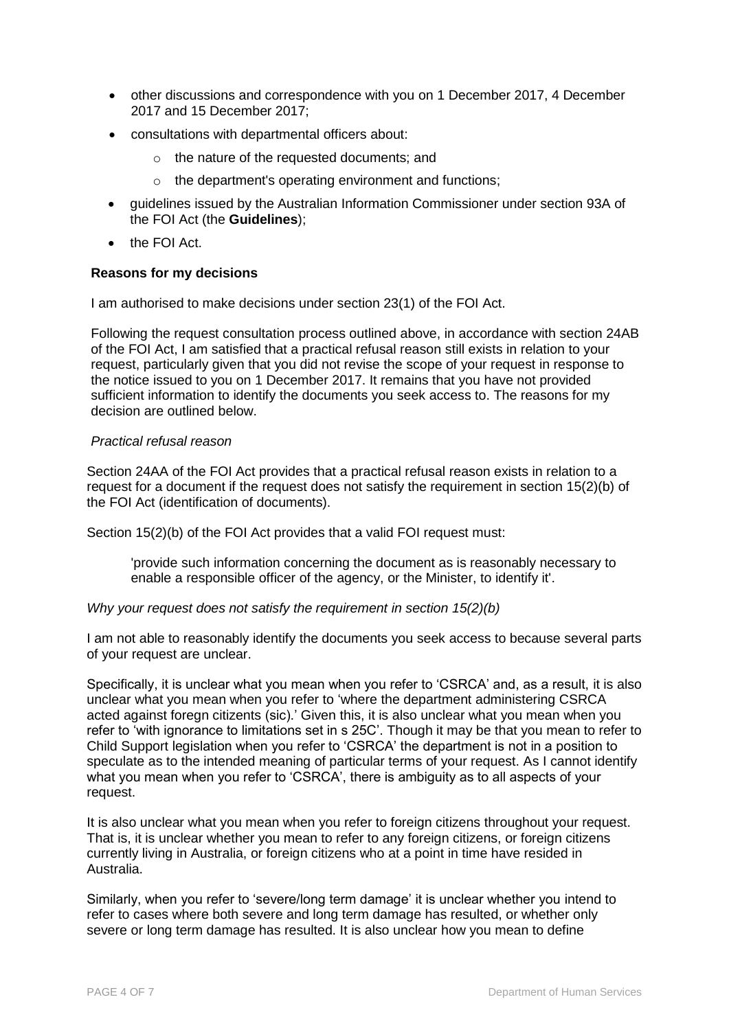- other discussions and correspondence with you on 1 December 2017, 4 December 2017 and 15 December 2017;
- consultations with departmental officers about:
  - the nature of the requested documents; and
  - the department's operating environment and functions;
- guidelines issued by the Australian Information Commissioner under section 93A of the FOI Act (the **Guidelines**);
- the FOI Act.

**Reasons for my decisions**

I am authorised to make decisions under section 23(1) of the FOI Act.

Following the request consultation process outlined above, in accordance with section 24AB of the FOI Act, I am satisfied that a practical refusal reason still exists in relation to your request, particularly given that you did not revise the scope of your request in response to the notice issued to you on 1 December 2017. It remains that you have not provided sufficient information to identify the documents you seek access to. The reasons for my decision are outlined below.

*Practical refusal reason*

Section 24AA of the FOI Act provides that a practical refusal reason exists in relation to a request for a document if the request does not satisfy the requirement in section 15(2)(b) of the FOI Act (identification of documents).

Section 15(2)(b) of the FOI Act provides that a valid FOI request must:

> 'provide such information concerning the document as is reasonably necessary to enable a responsible officer of the agency, or the Minister, to identify it'.

*Why your request does not satisfy the requirement in section 15(2)(b)*

I am not able to reasonably identify the documents you seek access to because several parts of your request are unclear.

Specifically, it is unclear what you mean when you refer to 'CSRCA' and, as a result, it is also unclear what you mean when you refer to 'where the department administering CSRCA acted against foregn citizents (sic).' Given this, it is also unclear what you mean when you refer to 'with ignorance to limitations set in s 25C'. Though it may be that you mean to refer to Child Support legislation when you refer to 'CSRCA' the department is not in a position to speculate as to the intended meaning of particular terms of your request. As I cannot identify what you mean when you refer to 'CSRCA', there is ambiguity as to all aspects of your request.

It is also unclear what you mean when you refer to foreign citizens throughout your request. That is, it is unclear whether you mean to refer to any foreign citizens, or foreign citizens currently living in Australia, or foreign citizens who at a point in time have resided in Australia.

Similarly, when you refer to 'severe/long term damage' it is unclear whether you intend to refer to cases where both severe and long term damage has resulted, or whether only severe or long term damage has resulted. It is also unclear how you mean to define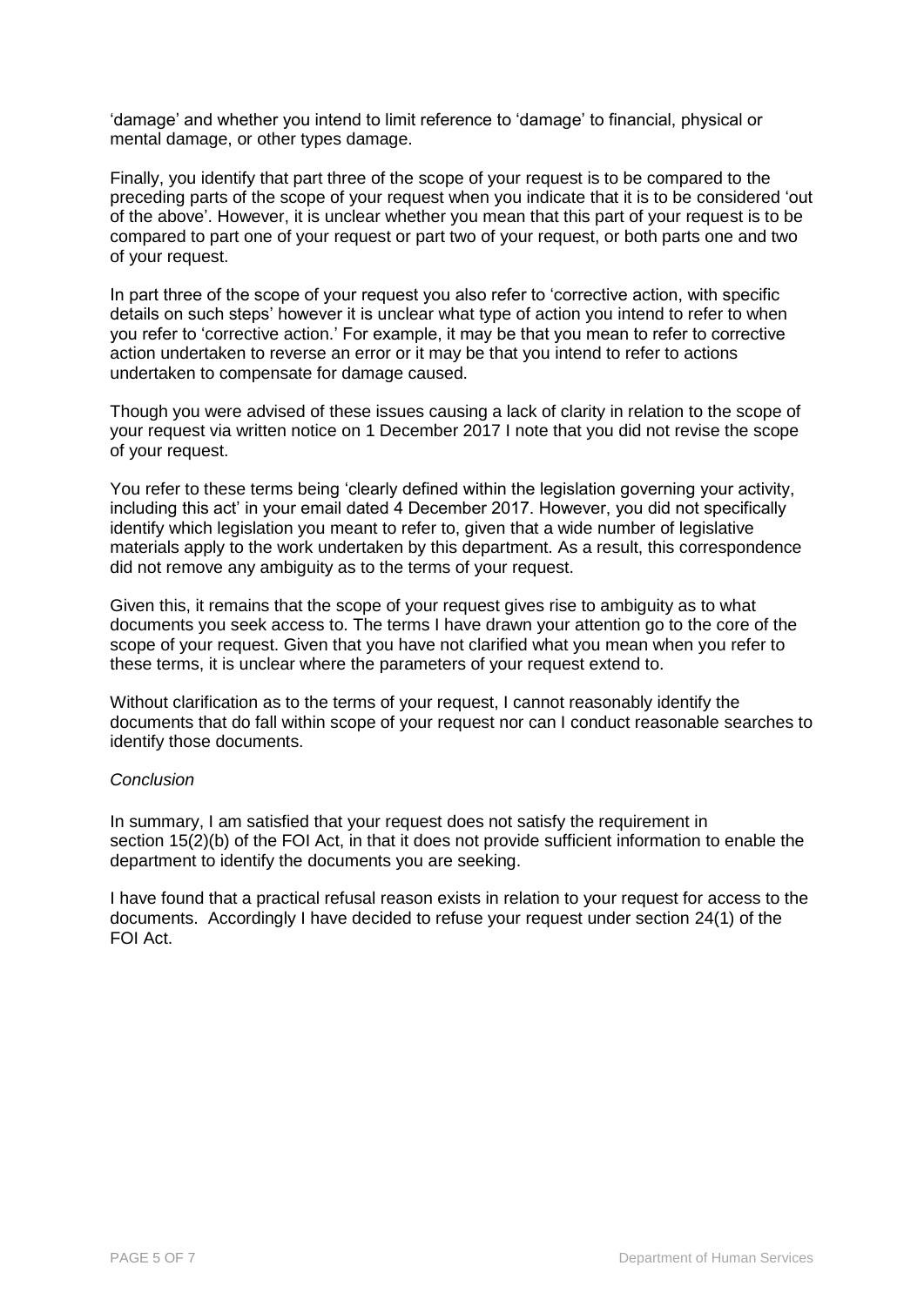'damage' and whether you intend to limit reference to 'damage' to financial, physical or mental damage, or other types damage.

Finally, you identify that part three of the scope of your request is to be compared to the preceding parts of the scope of your request when you indicate that it is to be considered 'out of the above'. However, it is unclear whether you mean that this part of your request is to be compared to part one of your request or part two of your request, or both parts one and two of your request.

In part three of the scope of your request you also refer to 'corrective action, with specific details on such steps' however it is unclear what type of action you intend to refer to when you refer to 'corrective action.' For example, it may be that you mean to refer to corrective action undertaken to reverse an error or it may be that you intend to refer to actions undertaken to compensate for damage caused.

Though you were advised of these issues causing a lack of clarity in relation to the scope of your request via written notice on 1 December 2017 I note that you did not revise the scope of your request.

You refer to these terms being 'clearly defined within the legislation governing your activity, including this act' in your email dated 4 December 2017. However, you did not specifically identify which legislation you meant to refer to, given that a wide number of legislative materials apply to the work undertaken by this department. As a result, this correspondence did not remove any ambiguity as to the terms of your request.

Given this, it remains that the scope of your request gives rise to ambiguity as to what documents you seek access to. The terms I have drawn your attention go to the core of the scope of your request. Given that you have not clarified what you mean when you refer to these terms, it is unclear where the parameters of your request extend to.

Without clarification as to the terms of your request, I cannot reasonably identify the documents that do fall within scope of your request nor can I conduct reasonable searches to identify those documents.

*Conclusion*

In summary, I am satisfied that your request does not satisfy the requirement in section 15(2)(b) of the FOI Act, in that it does not provide sufficient information to enable the department to identify the documents you are seeking.

I have found that a practical refusal reason exists in relation to your request for access to the documents. Accordingly I have decided to refuse your request under section 24(1) of the FOI Act.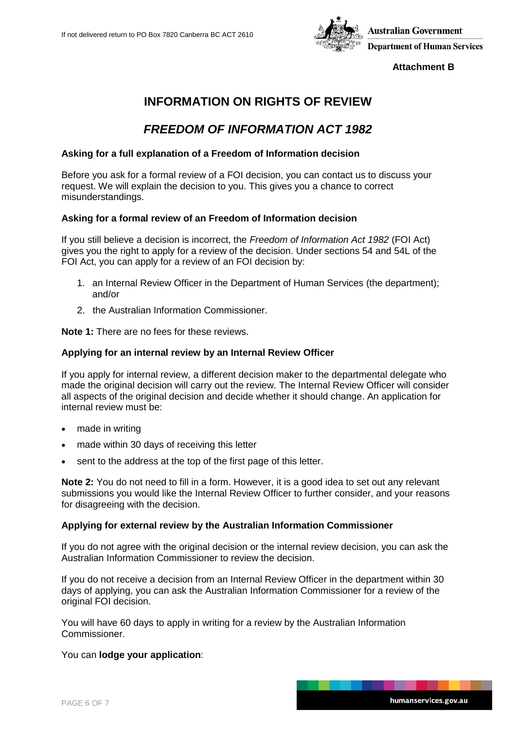If not delivered return to PO Box 7820 Canberra BC ACT 2610

Australian Government
Department of Human Services

**Attachment B**

# INFORMATION ON RIGHTS OF REVIEW

# *FREEDOM OF INFORMATION ACT 1982*

### Asking for a full explanation of a Freedom of Information decision

Before you ask for a formal review of a FOI decision, you can contact us to discuss your request. We will explain the decision to you. This gives you a chance to correct misunderstandings.

### Asking for a formal review of an Freedom of Information decision

If you still believe a decision is incorrect, the *Freedom of Information Act 1982* (FOI Act) gives you the right to apply for a review of the decision. Under sections 54 and 54L of the FOI Act, you can apply for a review of an FOI decision by:

1. an Internal Review Officer in the Department of Human Services (the department); and/or
2. the Australian Information Commissioner.

**Note 1:** There are no fees for these reviews.

### Applying for an internal review by an Internal Review Officer

If you apply for internal review, a different decision maker to the departmental delegate who made the original decision will carry out the review. The Internal Review Officer will consider all aspects of the original decision and decide whether it should change. An application for internal review must be:

- made in writing
- made within 30 days of receiving this letter
- sent to the address at the top of the first page of this letter.

**Note 2:** You do not need to fill in a form. However, it is a good idea to set out any relevant submissions you would like the Internal Review Officer to further consider, and your reasons for disagreeing with the decision.

### Applying for external review by the Australian Information Commissioner

If you do not agree with the original decision or the internal review decision, you can ask the Australian Information Commissioner to review the decision.

If you do not receive a decision from an Internal Review Officer in the department within 30 days of applying, you can ask the Australian Information Commissioner for a review of the original FOI decision.

You will have 60 days to apply in writing for a review by the Australian Information Commissioner.

You can **lodge your application**: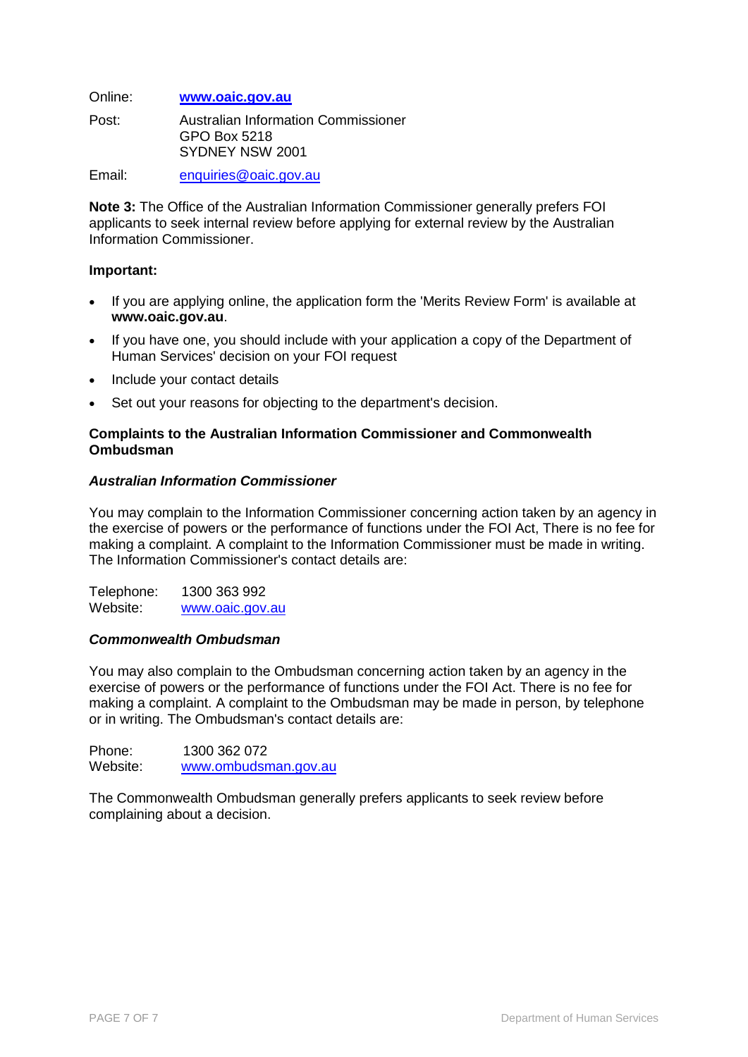Online: **[www.oaic.gov.au](http://www.oaic.gov.au)**

Post: Australian Information Commissioner
GPO Box 5218
SYDNEY NSW 2001

Email: [enquiries@oaic.gov.au](mailto:enquiries@oaic.gov.au)

**Note 3:** The Office of the Australian Information Commissioner generally prefers FOI applicants to seek internal review before applying for external review by the Australian Information Commissioner.

**Important:**

- If you are applying online, the application form the 'Merits Review Form' is available at **www.oaic.gov.au**.
- If you have one, you should include with your application a copy of the Department of Human Services' decision on your FOI request
- Include your contact details
- Set out your reasons for objecting to the department's decision.

**Complaints to the Australian Information Commissioner and Commonwealth Ombudsman**

***Australian Information Commissioner***

You may complain to the Information Commissioner concerning action taken by an agency in the exercise of powers or the performance of functions under the FOI Act, There is no fee for making a complaint. A complaint to the Information Commissioner must be made in writing. The Information Commissioner's contact details are:

Telephone: 1300 363 992
Website: [www.oaic.gov.au](http://www.oaic.gov.au)

***Commonwealth Ombudsman***

You may also complain to the Ombudsman concerning action taken by an agency in the exercise of powers or the performance of functions under the FOI Act. There is no fee for making a complaint. A complaint to the Ombudsman may be made in person, by telephone or in writing. The Ombudsman's contact details are:

Phone: 1300 362 072
Website: [www.ombudsman.gov.au](http://www.ombudsman.gov.au)

The Commonwealth Ombudsman generally prefers applicants to seek review before complaining about a decision.